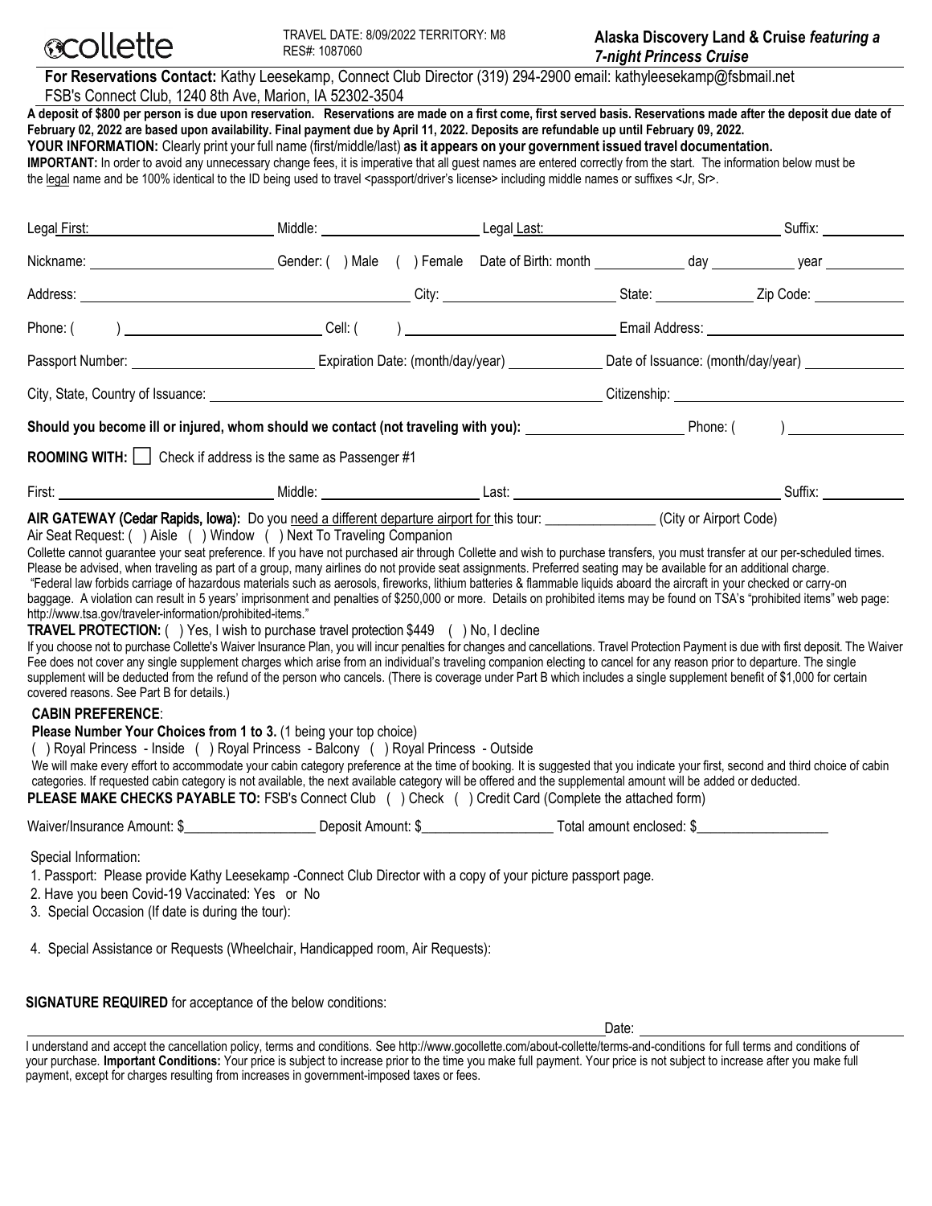collette

TRAVEL DATE: 8/09/2022 TERRITORY: M8
RES#: 1087060

**Alaska Discovery Land & Cruise** ***featuring a 7-night Princess Cruise***

**For Reservations Contact:** Kathy Leesekamp, Connect Club Director (319) 294-2900 email: kathyleesekamp@fsbmail.net
FSB's Connect Club, 1240 8th Ave, Marion, IA 52302-3504

**A deposit of $800 per person is due upon reservation. Reservations are made on a first come, first served basis. Reservations made after the deposit due date of February 02, 2022 are based upon availability. Final payment due by April 11, 2022. Deposits are refundable up until February 09, 2022.**

**YOUR INFORMATION:** Clearly print your full name (first/middle/last) **as it appears on your government issued travel documentation.**

**IMPORTANT:** In order to avoid any unnecessary change fees, it is imperative that all guest names are entered correctly from the start. The information below must be the legal name and be 100% identical to the ID being used to travel <passport/driver's license> including middle names or suffixes <Jr, Sr>.

Legal First: ____________ Middle: ____________ Legal Last: ____________ Suffix: ______

Nickname: ____________ Gender: ( ) Male ( ) Female Date of Birth: month ______ day ______ year ______

Address: ____________ City: ____________ State: ______ Zip Code: ______

Phone: ( ) ____________ Cell: ( ) ____________ Email Address: ____________

Passport Number: ____________ Expiration Date: (month/day/year) ______ Date of Issuance: (month/day/year) ______

City, State, Country of Issuance: ____________ Citizenship: ____________

**Should you become ill or injured, whom should we contact (not traveling with you):** ____________ Phone: ( ) ______

**ROOMING WITH:** ☐ Check if address is the same as Passenger #1

First: ____________ Middle: ____________ Last: ____________ Suffix: ______

**AIR GATEWAY (Cedar Rapids, Iowa):** Do you need a different departure airport for this tour: ______ (City or Airport Code)

Air Seat Request: ( ) Aisle ( ) Window ( ) Next To Traveling Companion

Collette cannot guarantee your seat preference. If you have not purchased air through Collette and wish to purchase transfers, you must transfer at our per-scheduled times. Please be advised, when traveling as part of a group, many airlines do not provide seat assignments. Preferred seating may be available for an additional charge.

"Federal law forbids carriage of hazardous materials such as aerosols, fireworks, lithium batteries & flammable liquids aboard the aircraft in your checked or carry-on baggage. A violation can result in 5 years' imprisonment and penalties of $250,000 or more. Details on prohibited items may be found on TSA's "prohibited items" web page: http://www.tsa.gov/traveler-information/prohibited-items."

**TRAVEL PROTECTION:** ( ) Yes, I wish to purchase travel protection $449 ( ) No, I decline

If you choose not to purchase Collette's Waiver Insurance Plan, you will incur penalties for changes and cancellations. Travel Protection Payment is due with first deposit. The Waiver Fee does not cover any single supplement charges which arise from an individual's traveling companion electing to cancel for any reason prior to departure. The single supplement will be deducted from the refund of the person who cancels. (There is coverage under Part B which includes a single supplement benefit of $1,000 for certain covered reasons. See Part B for details.)

**CABIN PREFERENCE**:

**Please Number Your Choices from 1 to 3.** (1 being your top choice)

( ) Royal Princess - Inside ( ) Royal Princess - Balcony ( ) Royal Princess - Outside

We will make every effort to accommodate your cabin category preference at the time of booking. It is suggested that you indicate your first, second and third choice of cabin categories. If requested cabin category is not available, the next available category will be offered and the supplemental amount will be added or deducted.

**PLEASE MAKE CHECKS PAYABLE TO:** FSB's Connect Club ( ) Check ( ) Credit Card (Complete the attached form)

Waiver/Insurance Amount: $__________ Deposit Amount: $__________ Total amount enclosed: $__________

Special Information:

1. Passport: Please provide Kathy Leesekamp -Connect Club Director with a copy of your picture passport page.
2. Have you been Covid-19 Vaccinated: Yes or No
3. Special Occasion (If date is during the tour):
4. Special Assistance or Requests (Wheelchair, Handicapped room, Air Requests):

**SIGNATURE REQUIRED** for acceptance of the below conditions:

____________ Date: ______

I understand and accept the cancellation policy, terms and conditions. See http://www.gocollette.com/about-collette/terms-and-conditions for full terms and conditions of your purchase. **Important Conditions:** Your price is subject to increase prior to the time you make full payment. Your price is not subject to increase after you make full payment, except for charges resulting from increases in government-imposed taxes or fees.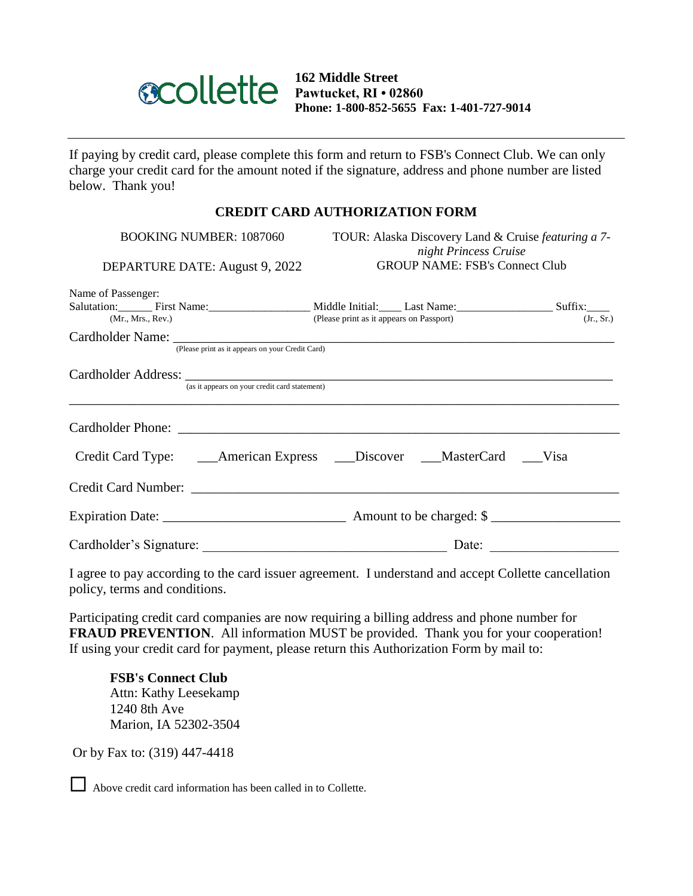collette

**162 Middle Street**
**Pawtucket, RI • 02860**
**Phone: 1-800-852-5655 Fax: 1-401-727-9014**

If paying by credit card, please complete this form and return to FSB's Connect Club. We can only charge your credit card for the amount noted if the signature, address and phone number are listed below. Thank you!

## CREDIT CARD AUTHORIZATION FORM

BOOKING NUMBER: 1087060

TOUR: Alaska Discovery Land & Cruise *featuring a 7-night Princess Cruise*

DEPARTURE DATE: August 9, 2022

GROUP NAME: FSB's Connect Club

Name of Passenger:
Salutation:______ First Name:_________________ Middle Initial:____ Last Name:________________ Suffix:____
(Mr., Mrs., Rev.) (Please print as it appears on Passport) (Jr., Sr.)

Cardholder Name: ______________________________________________________________________
(Please print as it appears on your Credit Card)

Cardholder Address: ____________________________________________________________________
(as it appears on your credit card statement)
_________________________________________________________________________________

Cardholder Phone: ______________________________________________________________________

Credit Card Type: ___American Express ___Discover ___MasterCard ___Visa

Credit Card Number: ____________________________________________________________________

Expiration Date: __________________________ Amount to be charged: $ __________________

Cardholder's Signature: ___________________________________ Date: __________________

I agree to pay according to the card issuer agreement. I understand and accept Collette cancellation policy, terms and conditions.

Participating credit card companies are now requiring a billing address and phone number for **FRAUD PREVENTION**. All information MUST be provided. Thank you for your cooperation! If using your credit card for payment, please return this Authorization Form by mail to:

**FSB's Connect Club**
Attn: Kathy Leesekamp
1240 8th Ave
Marion, IA 52302-3504

Or by Fax to: (319) 447-4418

☐ Above credit card information has been called in to Collette.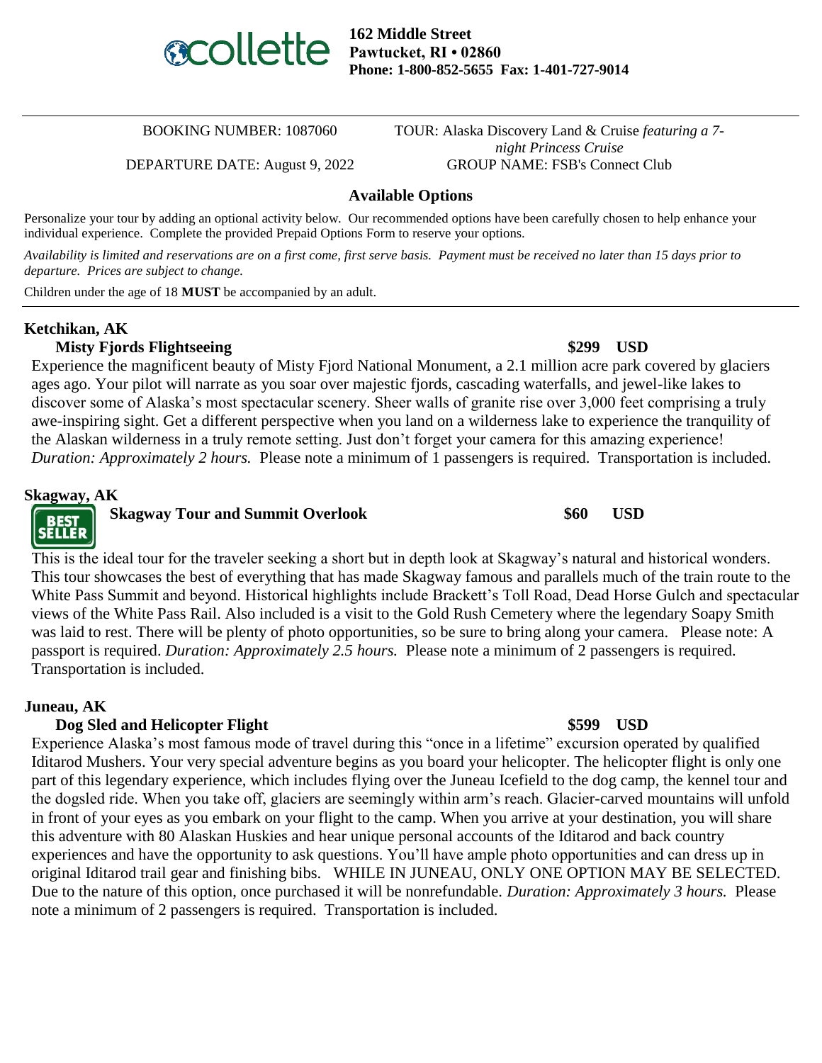collette

**162 Middle Street**
**Pawtucket, RI • 02860**
**Phone: 1-800-852-5655 Fax: 1-401-727-9014**

---

BOOKING NUMBER: 1087060 | TOUR: Alaska Discovery Land & Cruise *featuring a 7-night Princess Cruise*

DEPARTURE DATE: August 9, 2022 | GROUP NAME: FSB's Connect Club

## Available Options

Personalize your tour by adding an optional activity below. Our recommended options have been carefully chosen to help enhance your individual experience. Complete the provided Prepaid Options Form to reserve your options.

*Availability is limited and reservations are on a first come, first serve basis. Payment must be received no later than 15 days prior to departure. Prices are subject to change.*

Children under the age of 18 **MUST** be accompanied by an adult.

---

### Ketchikan, AK

**Misty Fjords Flightseeing** **$299 USD**

Experience the magnificent beauty of Misty Fjord National Monument, a 2.1 million acre park covered by glaciers ages ago. Your pilot will narrate as you soar over majestic fjords, cascading waterfalls, and jewel-like lakes to discover some of Alaska's most spectacular scenery. Sheer walls of granite rise over 3,000 feet comprising a truly awe-inspiring sight. Get a different perspective when you land on a wilderness lake to experience the tranquility of the Alaskan wilderness in a truly remote setting. Just don't forget your camera for this amazing experience! *Duration: Approximately 2 hours.* Please note a minimum of 1 passengers is required. Transportation is included.

### Skagway, AK

BEST SELLER

**Skagway Tour and Summit Overlook** **$60 USD**

This is the ideal tour for the traveler seeking a short but in depth look at Skagway's natural and historical wonders. This tour showcases the best of everything that has made Skagway famous and parallels much of the train route to the White Pass Summit and beyond. Historical highlights include Brackett's Toll Road, Dead Horse Gulch and spectacular views of the White Pass Rail. Also included is a visit to the Gold Rush Cemetery where the legendary Soapy Smith was laid to rest. There will be plenty of photo opportunities, so be sure to bring along your camera. Please note: A passport is required. *Duration: Approximately 2.5 hours.* Please note a minimum of 2 passengers is required. Transportation is included.

### Juneau, AK

**Dog Sled and Helicopter Flight** **$599 USD**

Experience Alaska's most famous mode of travel during this "once in a lifetime" excursion operated by qualified Iditarod Mushers. Your very special adventure begins as you board your helicopter. The helicopter flight is only one part of this legendary experience, which includes flying over the Juneau Icefield to the dog camp, the kennel tour and the dogsled ride. When you take off, glaciers are seemingly within arm's reach. Glacier-carved mountains will unfold in front of your eyes as you embark on your flight to the camp. When you arrive at your destination, you will share this adventure with 80 Alaskan Huskies and hear unique personal accounts of the Iditarod and back country experiences and have the opportunity to ask questions. You'll have ample photo opportunities and can dress up in original Iditarod trail gear and finishing bibs. WHILE IN JUNEAU, ONLY ONE OPTION MAY BE SELECTED. Due to the nature of this option, once purchased it will be nonrefundable. *Duration: Approximately 3 hours.* Please note a minimum of 2 passengers is required. Transportation is included.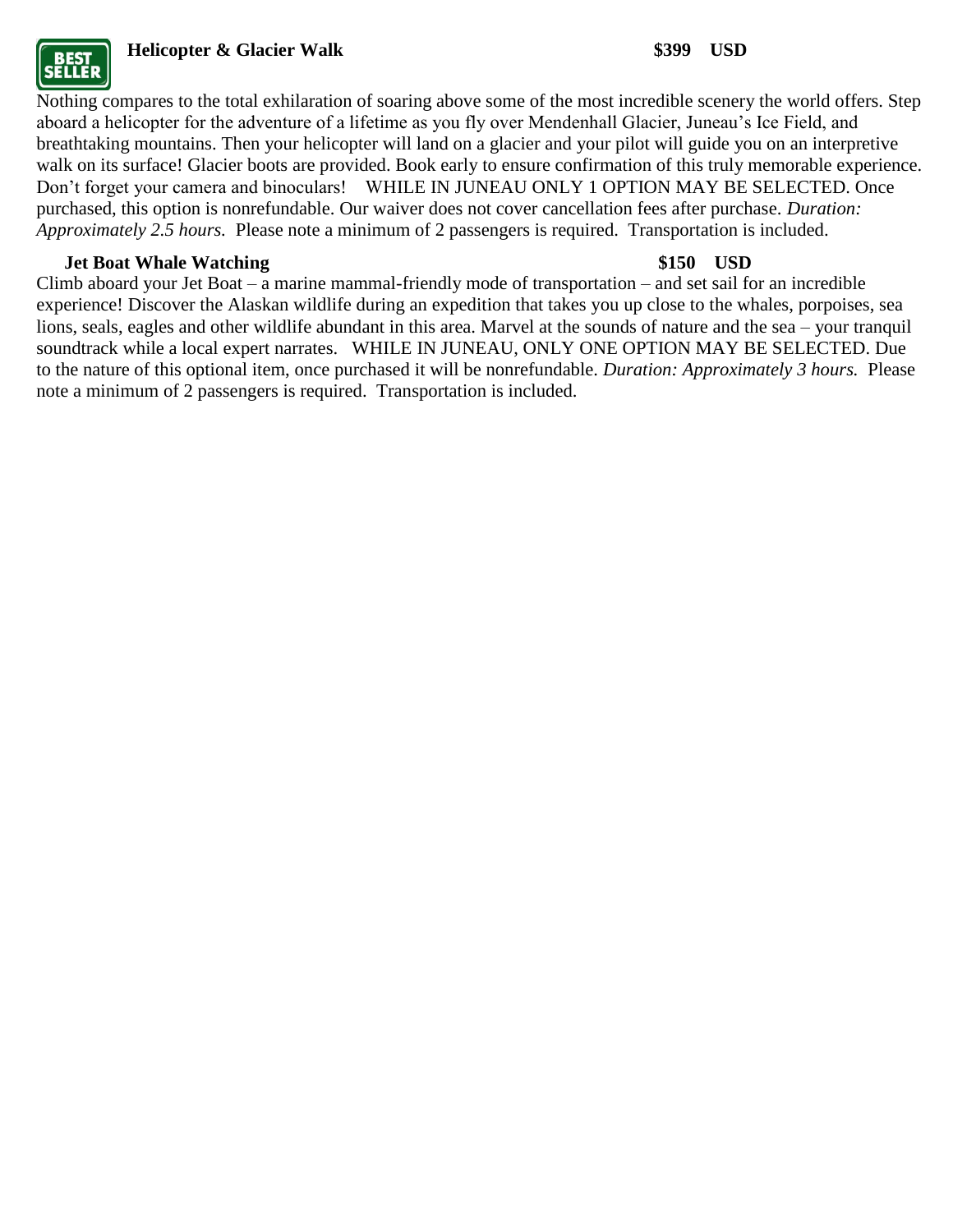**Helicopter & Glacier Walk** **$399 USD**

Nothing compares to the total exhilaration of soaring above some of the most incredible scenery the world offers. Step aboard a helicopter for the adventure of a lifetime as you fly over Mendenhall Glacier, Juneau's Ice Field, and breathtaking mountains. Then your helicopter will land on a glacier and your pilot will guide you on an interpretive walk on its surface! Glacier boots are provided. Book early to ensure confirmation of this truly memorable experience. Don't forget your camera and binoculars! WHILE IN JUNEAU ONLY 1 OPTION MAY BE SELECTED. Once purchased, this option is nonrefundable. Our waiver does not cover cancellation fees after purchase. *Duration: Approximately 2.5 hours.* Please note a minimum of 2 passengers is required. Transportation is included.

**Jet Boat Whale Watching** **$150 USD**

Climb aboard your Jet Boat – a marine mammal-friendly mode of transportation – and set sail for an incredible experience! Discover the Alaskan wildlife during an expedition that takes you up close to the whales, porpoises, sea lions, seals, eagles and other wildlife abundant in this area. Marvel at the sounds of nature and the sea – your tranquil soundtrack while a local expert narrates. WHILE IN JUNEAU, ONLY ONE OPTION MAY BE SELECTED. Due to the nature of this optional item, once purchased it will be nonrefundable. *Duration: Approximately 3 hours.* Please note a minimum of 2 passengers is required. Transportation is included.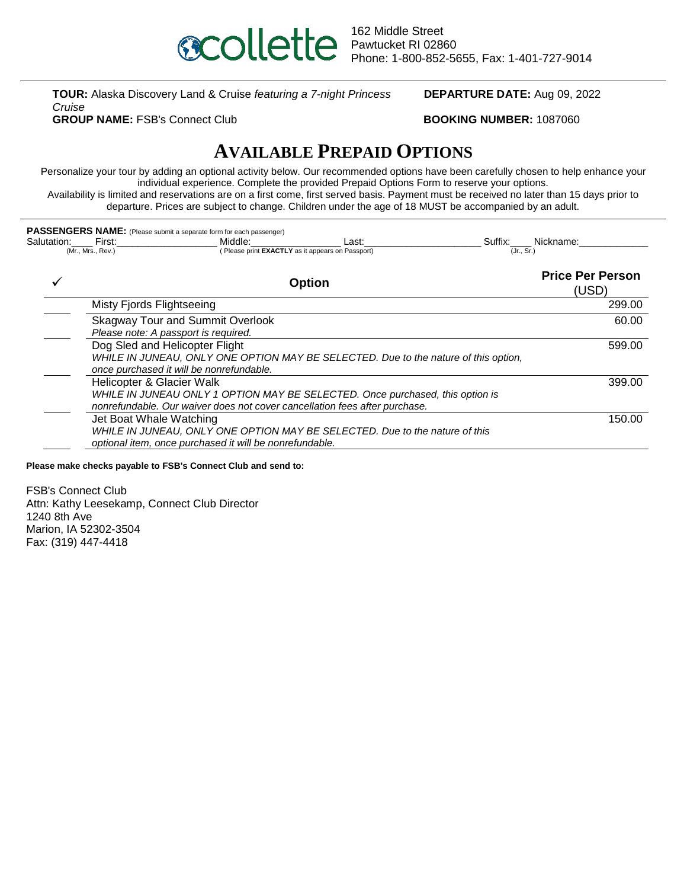collette

162 Middle Street
Pawtucket RI 02860
Phone: 1-800-852-5655, Fax: 1-401-727-9014

**TOUR:** Alaska Discovery Land & Cruise *featuring a 7-night Princess Cruise*
**GROUP NAME:** FSB's Connect Club

**DEPARTURE DATE:** Aug 09, 2022
**BOOKING NUMBER:** 1087060

# AVAILABLE PREPAID OPTIONS

Personalize your tour by adding an optional activity below. Our recommended options have been carefully chosen to help enhance your individual experience. Complete the provided Prepaid Options Form to reserve your options.
Availability is limited and reservations are on a first come, first served basis. Payment must be received no later than 15 days prior to departure. Prices are subject to change. Children under the age of 18 MUST be accompanied by an adult.

**PASSENGERS NAME:** (Please submit a separate form for each passenger)
Salutation:____ First:___________________ Middle:________________ Last:_____________________ Suffix:____ Nickname:_____________
(Mr., Mrs., Rev.) ( Please print **EXACTLY** as it appears on Passport) (Jr., Sr.)

| ✓ | Option | Price Per Person (USD) |
|---|---|---|
| ____ | Misty Fjords Flightseeing | 299.00 |
| ____ | Skagway Tour and Summit Overlook<br>*Please note: A passport is required.* | 60.00 |
| ____ | Dog Sled and Helicopter Flight<br>*WHILE IN JUNEAU, ONLY ONE OPTION MAY BE SELECTED. Due to the nature of this option, once purchased it will be nonrefundable.* | 599.00 |
| ____ | Helicopter & Glacier Walk<br>*WHILE IN JUNEAU ONLY 1 OPTION MAY BE SELECTED. Once purchased, this option is nonrefundable. Our waiver does not cover cancellation fees after purchase.* | 399.00 |
| ____ | Jet Boat Whale Watching<br>*WHILE IN JUNEAU, ONLY ONE OPTION MAY BE SELECTED. Due to the nature of this optional item, once purchased it will be nonrefundable.* | 150.00 |

**Please make checks payable to FSB's Connect Club and send to:**

FSB's Connect Club
Attn: Kathy Leesekamp, Connect Club Director
1240 8th Ave
Marion, IA 52302-3504
Fax: (319) 447-4418